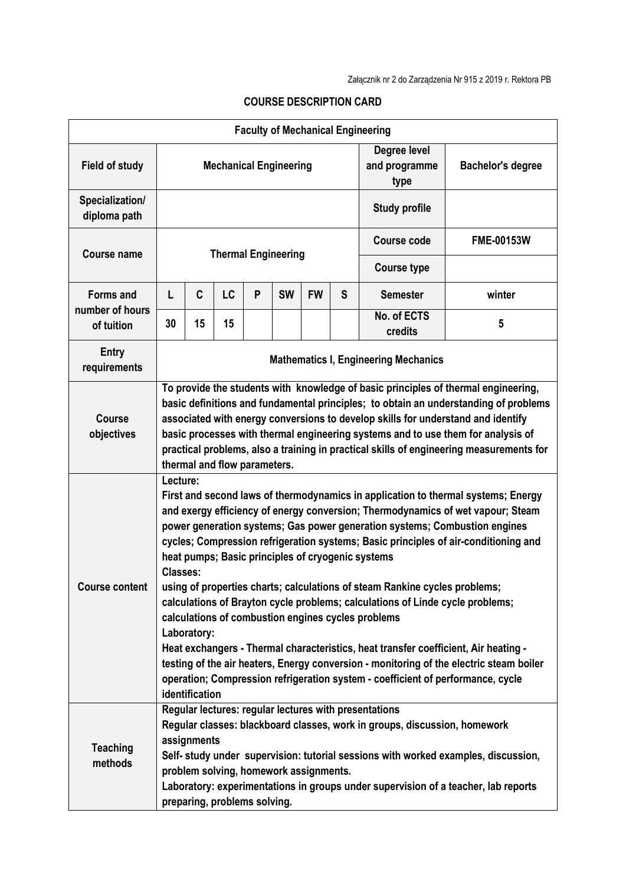Załącznik nr 2 do Zarządzenia Nr 915 z 2019 r. Rektora PB

## COURSE DESCRIPTION CARD

| **Faculty of Mechanical Engineering** | | | | | | | | | |
|---|---|---|---|---|---|---|---|---|---|
| **Field of study** | **Mechanical Engineering** | | | | | | | **Degree level and programme type** | **Bachelor's degree** |
| **Specialization/ diploma path** | | | | | | | | **Study profile** | |
| **Course name** | **Thermal Engineering** | | | | | | | **Course code** | **FME-00153W** |
| | | | | | | | | **Course type** | |
| **Forms and number of hours of tuition** | **L** | **C** | **LC** | **P** | **SW** | **FW** | **S** | **Semester** | **winter** |
| | **30** | **15** | **15** | | | | | **No. of ECTS credits** | **5** |
| **Entry requirements** | **Mathematics I, Engineering Mechanics** | | | | | | | | |
| **Course objectives** | **To provide the students with knowledge of basic principles of thermal engineering, basic definitions and fundamental principles; to obtain an understanding of problems associated with energy conversions to develop skills for understand and identify basic processes with thermal engineering systems and to use them for analysis of practical problems, also a training in practical skills of engineering measurements for thermal and flow parameters.** | | | | | | | | |
| **Course content** | **Lecture:**<br>**First and second laws of thermodynamics in application to thermal systems; Energy and exergy efficiency of energy conversion; Thermodynamics of wet vapour; Steam power generation systems; Gas power generation systems; Combustion engines cycles; Compression refrigeration systems; Basic principles of air-conditioning and heat pumps; Basic principles of cryogenic systems**<br>**Classes:**<br>**using of properties charts; calculations of steam Rankine cycles problems; calculations of Brayton cycle problems; calculations of Linde cycle problems; calculations of combustion engines cycles problems**<br>**Laboratory:**<br>**Heat exchangers - Thermal characteristics, heat transfer coefficient, Air heating - testing of the air heaters, Energy conversion - monitoring of the electric steam boiler operation; Compression refrigeration system - coefficient of performance, cycle identification** | | | | | | | | |
| **Teaching methods** | **Regular lectures: regular lectures with presentations**<br>**Regular classes: blackboard classes, work in groups, discussion, homework assignments**<br>**Self- study under supervision: tutorial sessions with worked examples, discussion, problem solving, homework assignments.**<br>**Laboratory: experimentations in groups under supervision of a teacher, lab reports preparing, problems solving.** | | | | | | | | |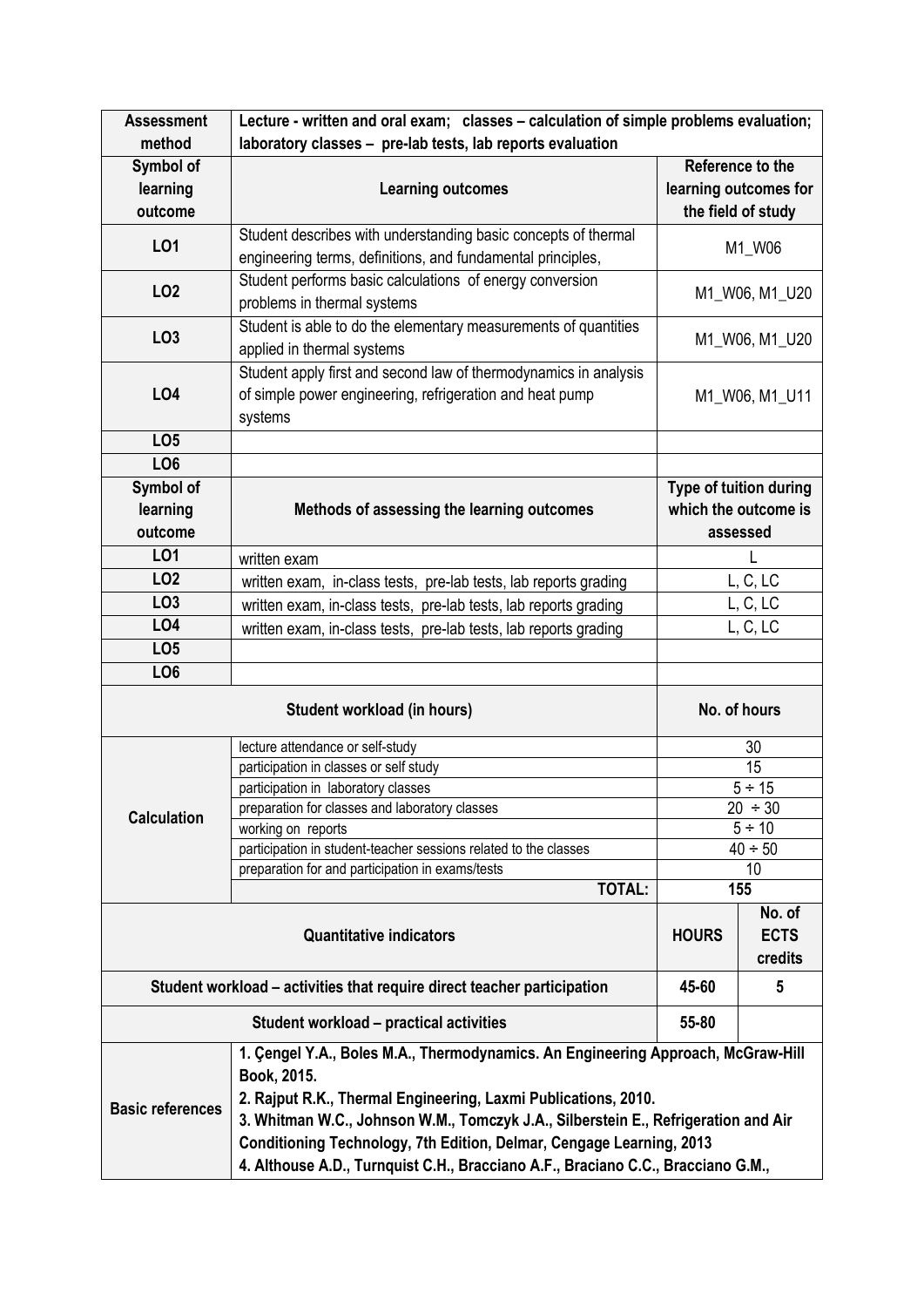| Assessment method | Lecture - written and oral exam; classes – calculation of simple problems evaluation; laboratory classes – pre-lab tests, lab reports evaluation | |
|---|---|---|
| **Symbol of learning outcome** | **Learning outcomes** | **Reference to the learning outcomes for the field of study** |
| **LO1** | Student describes with understanding basic concepts of thermal engineering terms, definitions, and fundamental principles, | M1_W06 |
| **LO2** | Student performs basic calculations of energy conversion problems in thermal systems | M1_W06, M1_U20 |
| **LO3** | Student is able to do the elementary measurements of quantities applied in thermal systems | M1_W06, M1_U20 |
| **LO4** | Student apply first and second law of thermodynamics in analysis of simple power engineering, refrigeration and heat pump systems | M1_W06, M1_U11 |
| **LO5** | | |
| **LO6** | | |
| **Symbol of learning outcome** | **Methods of assessing the learning outcomes** | **Type of tuition during which the outcome is assessed** |
| **LO1** | written exam | L |
| **LO2** | written exam, in-class tests, pre-lab tests, lab reports grading | L, C, LC |
| **LO3** | written exam, in-class tests, pre-lab tests, lab reports grading | L, C, LC |
| **LO4** | written exam, in-class tests, pre-lab tests, lab reports grading | L, C, LC |
| **LO5** | | |
| **LO6** | | |

| **Student workload (in hours)** | | **No. of hours** | |
|---|---|---|---|
| **Calculation** | lecture attendance or self-study | 30 | |
| | participation in classes or self study | 15 | |
| | participation in laboratory classes | 5 ÷ 15 | |
| | preparation for classes and laboratory classes | 20 ÷ 30 | |
| | working on reports | 5 ÷ 10 | |
| | participation in student-teacher sessions related to the classes | 40 ÷ 50 | |
| | preparation for and participation in exams/tests | 10 | |
| | **TOTAL:** | **155** | |
| **Quantitative indicators** | | **HOURS** | **No. of ECTS credits** |
| **Student workload – activities that require direct teacher participation** | | **45-60** | **5** |
| **Student workload – practical activities** | | **55-80** | |

| **Basic references** | **1. Çengel Y.A., Boles M.A., Thermodynamics. An Engineering Approach, McGraw-Hill Book, 2015.**<br>**2. Rajput R.K., Thermal Engineering, Laxmi Publications, 2010.**<br>**3. Whitman W.C., Johnson W.M., Tomczyk J.A., Silberstein E., Refrigeration and Air Conditioning Technology, 7th Edition, Delmar, Cengage Learning, 2013**<br>**4. Althouse A.D., Turnquist C.H., Bracciano A.F., Braciano C.C., Bracciano G.M.,** |
|---|---|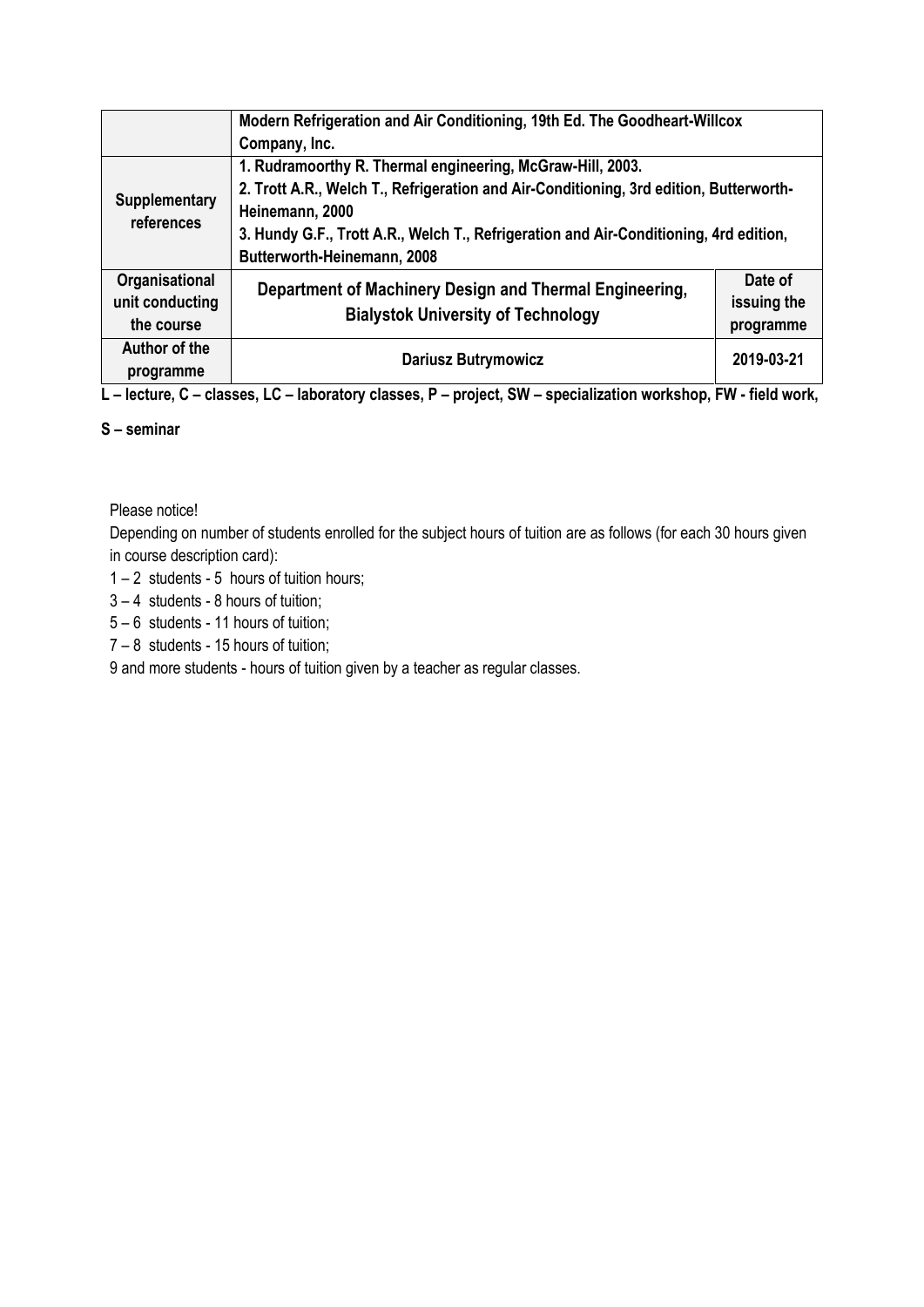| | | |
|---|---|---|
| | **Modern Refrigeration and Air Conditioning, 19th Ed. The Goodheart-Willcox Company, Inc.** | |
| **Supplementary references** | **1. Rudramoorthy R. Thermal engineering, McGraw-Hill, 2003.**<br>**2. Trott A.R., Welch T., Refrigeration and Air-Conditioning, 3rd edition, Butterworth-Heinemann, 2000**<br>**3. Hundy G.F., Trott A.R., Welch T., Refrigeration and Air-Conditioning, 4rd edition, Butterworth-Heinemann, 2008** | |
| **Organisational unit conducting the course** | **Department of Machinery Design and Thermal Engineering, Bialystok University of Technology** | **Date of issuing the programme** |
| **Author of the programme** | **Dariusz Butrymowicz** | **2019-03-21** |

**L – lecture, C – classes, LC – laboratory classes, P – project, SW – specialization workshop, FW - field work, S – seminar**

Please notice!

Depending on number of students enrolled for the subject hours of tuition are as follows (for each 30 hours given in course description card):

1 – 2 students - 5 hours of tuition hours;

3 – 4 students - 8 hours of tuition;

5 – 6 students - 11 hours of tuition;

7 – 8 students - 15 hours of tuition;

9 and more students - hours of tuition given by a teacher as regular classes.